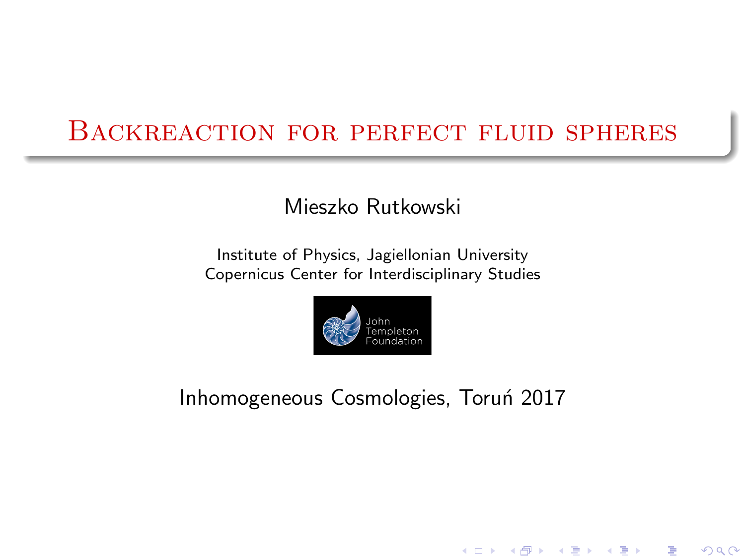# Backreaction for perfect fluid spheres

Mieszko Rutkowski

Institute of Physics, Jagiellonian University
Copernicus Center for Interdisciplinary Studies

John Templeton Foundation

Inhomogeneous Cosmologies, Toruń 2017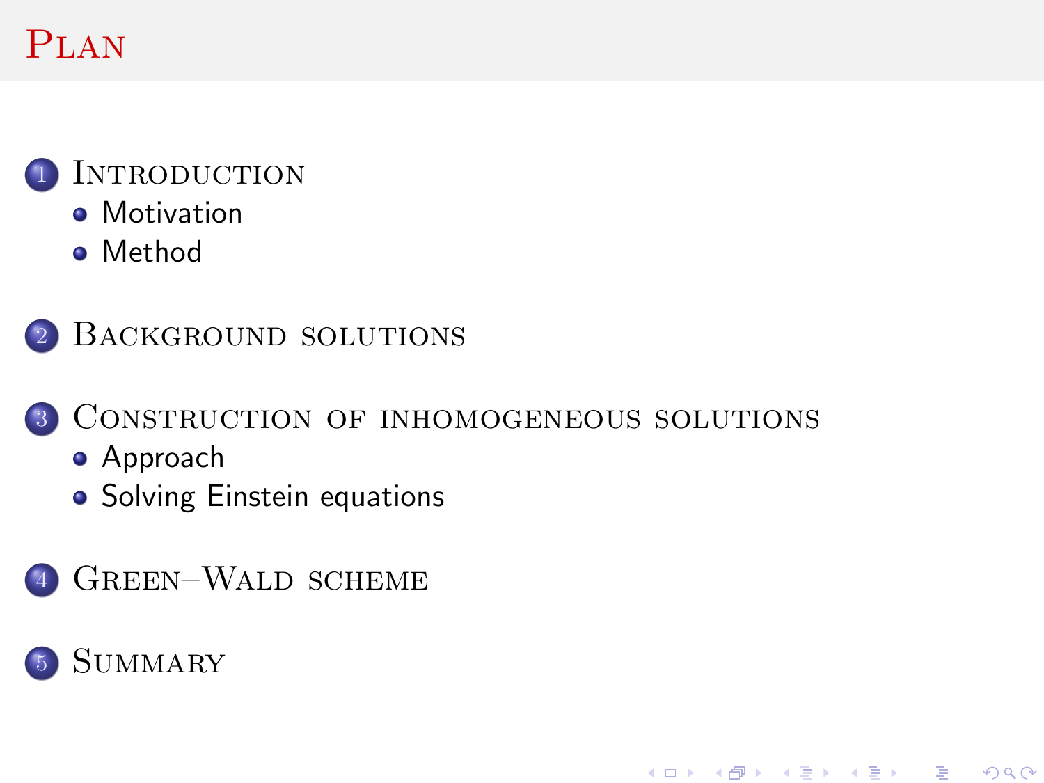# Plan

1. Introduction
   - Motivation
   - Method
2. Background solutions
3. Construction of inhomogeneous solutions
   - Approach
   - Solving Einstein equations
4. Green–Wald scheme
5. Summary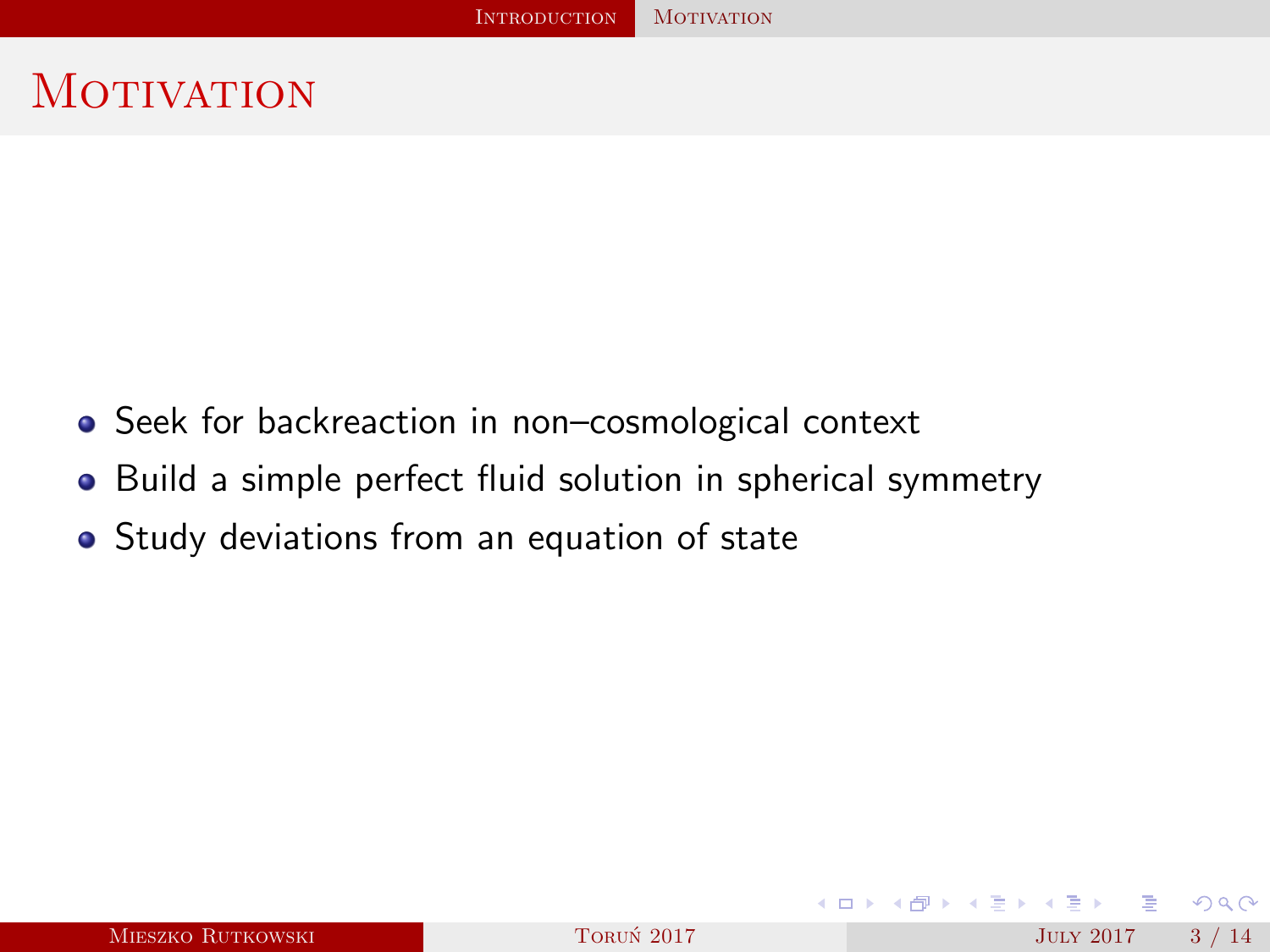# Motivation

- Seek for backreaction in non–cosmological context
- Build a simple perfect fluid solution in spherical symmetry
- Study deviations from an equation of state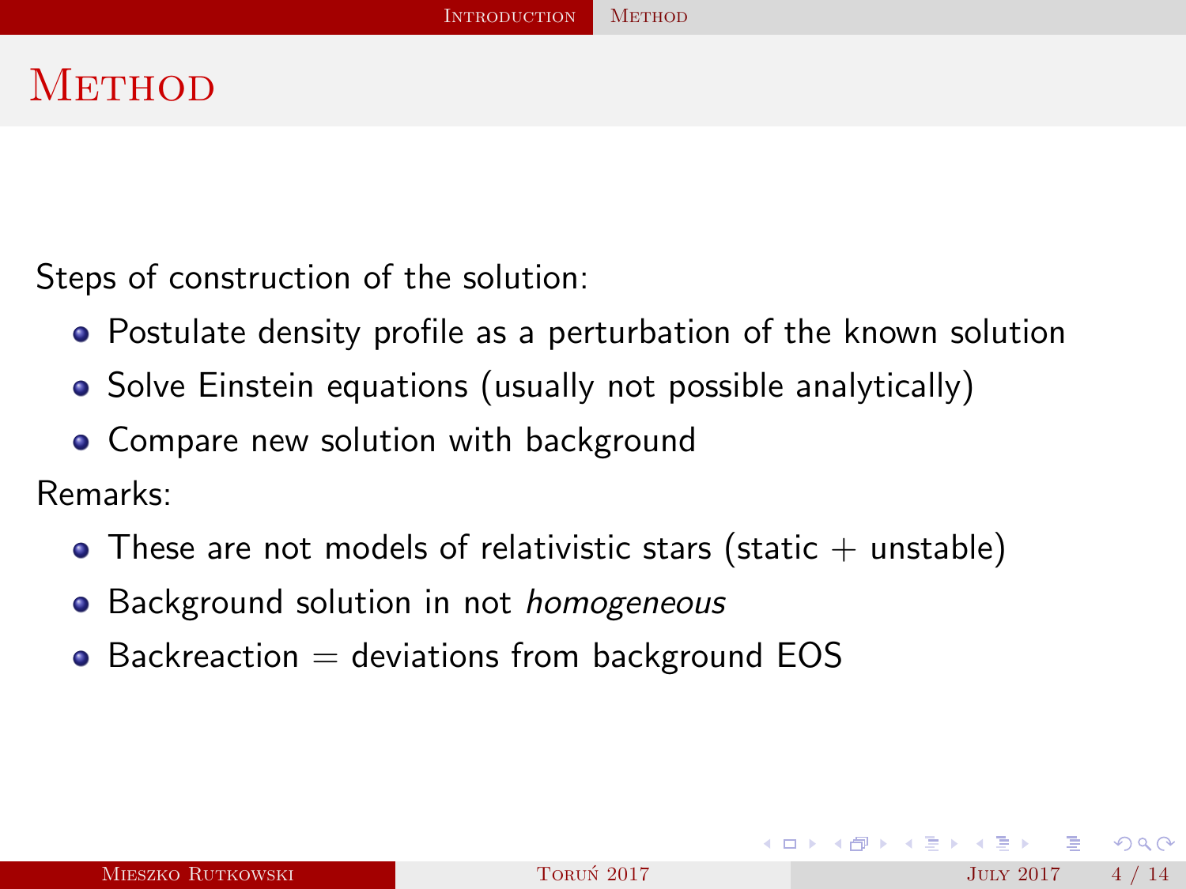# Method

Steps of construction of the solution:

- Postulate density profile as a perturbation of the known solution
- Solve Einstein equations (usually not possible analytically)
- Compare new solution with background

Remarks:

- These are not models of relativistic stars (static + unstable)
- Background solution in not *homogeneous*
- Backreaction = deviations from background EOS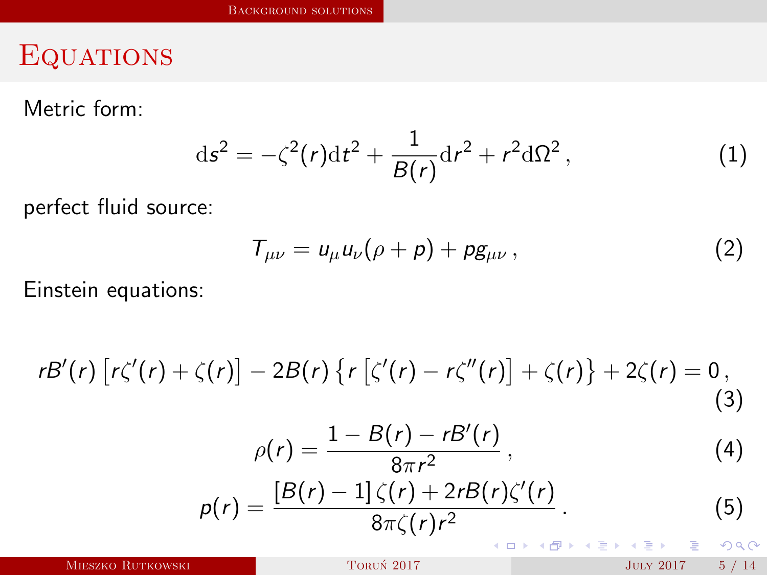# Equations

Metric form:

$$\mathrm{d}s^2 = -\zeta^2(r)\mathrm{d}t^2 + \frac{1}{B(r)}\mathrm{d}r^2 + r^2\mathrm{d}\Omega^2 \,, \tag{1}$$

perfect fluid source:

$$T_{\mu\nu} = u_\mu u_\nu(\rho + p) + p g_{\mu\nu} \,, \tag{2}$$

Einstein equations:

$$rB'(r)\left[r\zeta'(r) + \zeta(r)\right] - 2B(r)\left\{r\left[\zeta'(r) - r\zeta''(r)\right] + \zeta(r)\right\} + 2\zeta(r) = 0 \,, \tag{3}$$

$$\rho(r) = \frac{1 - B(r) - rB'(r)}{8\pi r^2} \,, \tag{4}$$

$$p(r) = \frac{\left[B(r) - 1\right]\zeta(r) + 2rB(r)\zeta'(r)}{8\pi\zeta(r)r^2} \,. \tag{5}$$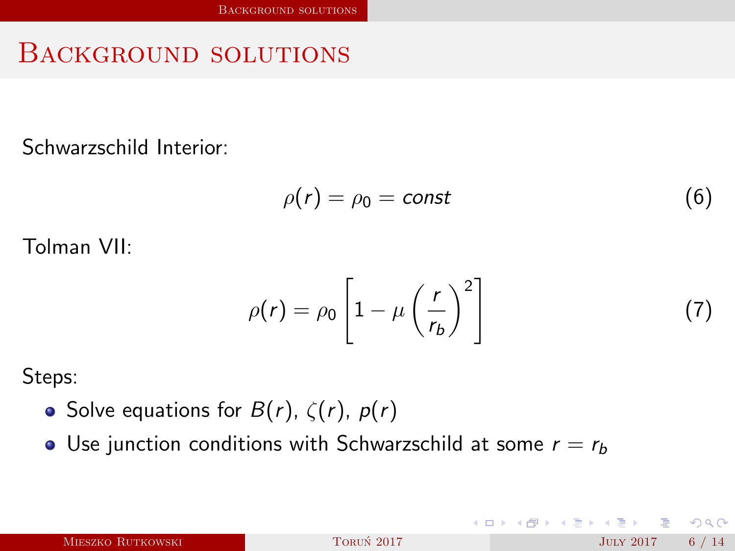# Background solutions

Schwarzschild Interior:

$$\rho(r) = \rho_0 = const \tag{6}$$

Tolman VII:

$$\rho(r) = \rho_0 \left[ 1 - \mu \left( \frac{r}{r_b} \right)^2 \right] \tag{7}$$

Steps:

- Solve equations for $B(r)$, $\zeta(r)$, $p(r)$
- Use junction conditions with Schwarzschild at some $r = r_b$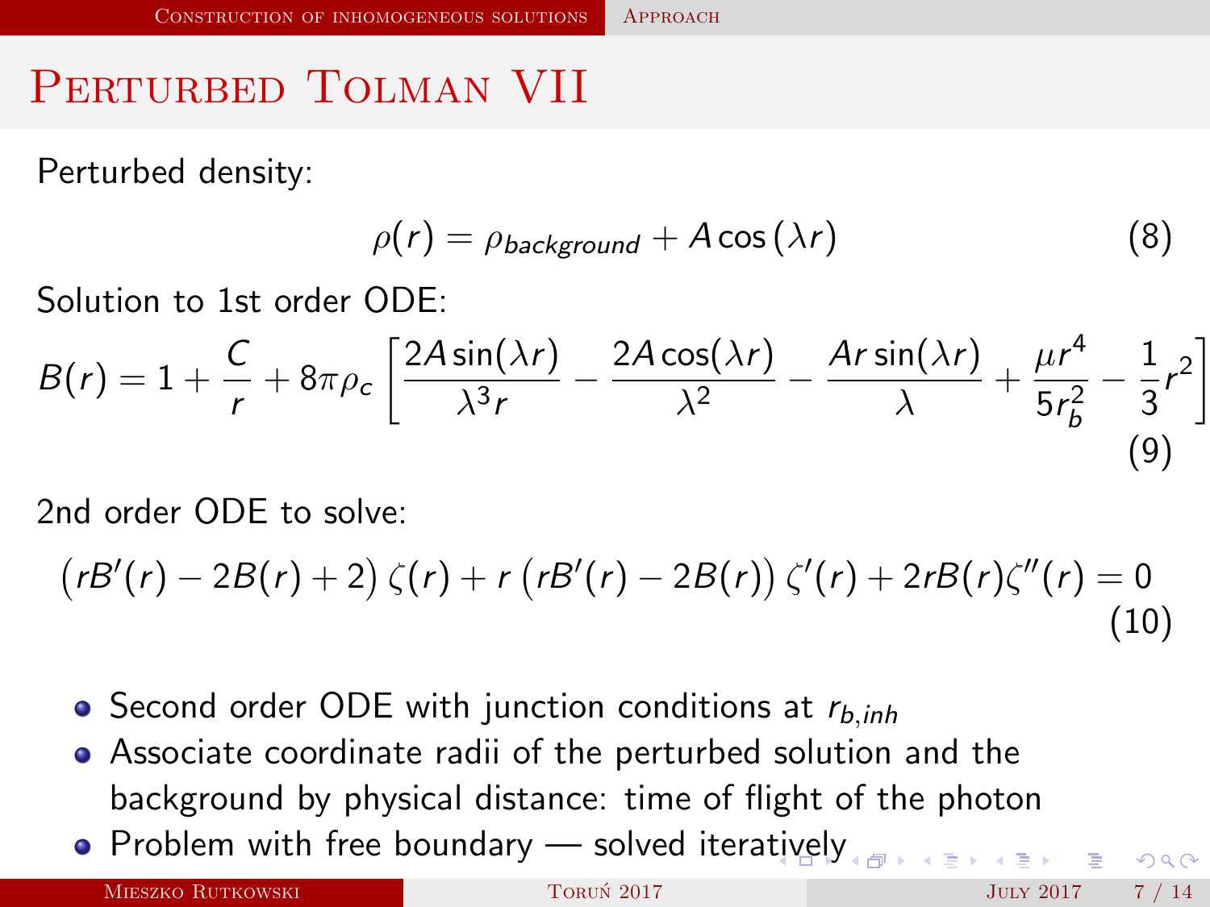# Perturbed Tolman VII

Perturbed density:

$$\rho(r) = \rho_{background} + A\cos(\lambda r) \tag{8}$$

Solution to 1st order ODE:

$$B(r) = 1 + \frac{C}{r} + 8\pi\rho_c \left[ \frac{2A\sin(\lambda r)}{\lambda^3 r} - \frac{2A\cos(\lambda r)}{\lambda^2} - \frac{Ar\sin(\lambda r)}{\lambda} + \frac{\mu r^4}{5r_b^2} - \frac{1}{3}r^2 \right] \tag{9}$$

2nd order ODE to solve:

$$\left(rB'(r) - 2B(r) + 2\right)\zeta(r) + r\left(rB'(r) - 2B(r)\right)\zeta'(r) + 2rB(r)\zeta''(r) = 0 \tag{10}$$

- Second order ODE with junction conditions at $r_{b,inh}$
- Associate coordinate radii of the perturbed solution and the background by physical distance: time of flight of the photon
- Problem with free boundary — solved iteratively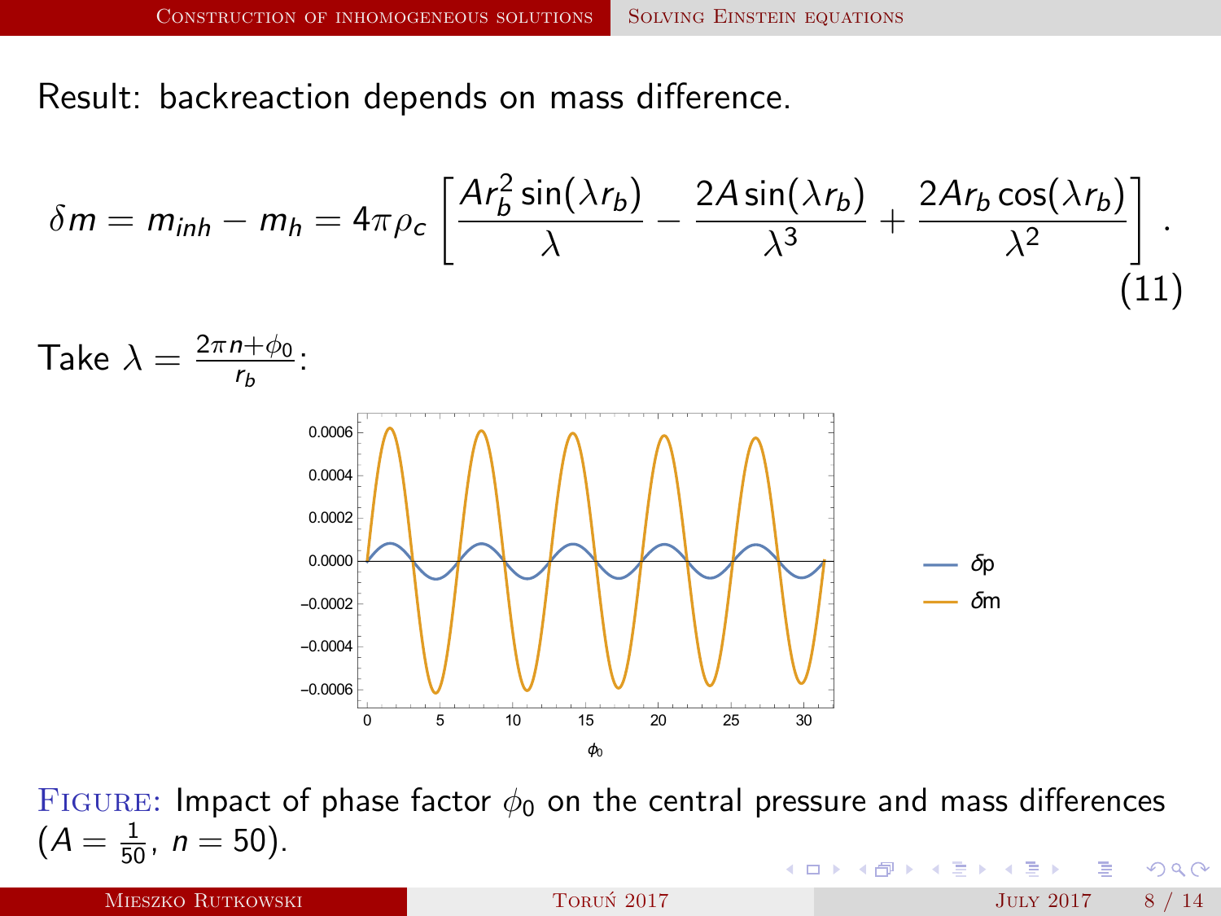Result: backreaction depends on mass difference.

$$\delta m = m_{inh} - m_h = 4\pi \rho_c \left[ \frac{A r_b^2 \sin(\lambda r_b)}{\lambda} - \frac{2A \sin(\lambda r_b)}{\lambda^3} + \frac{2A r_b \cos(\lambda r_b)}{\lambda^2} \right]. \tag{11}$$

Take $\lambda = \frac{2\pi n + \phi_0}{r_b}$:

FIGURE: Impact of phase factor $\phi_0$ on the central pressure and mass differences ($A = \frac{1}{50}$, $n = 50$).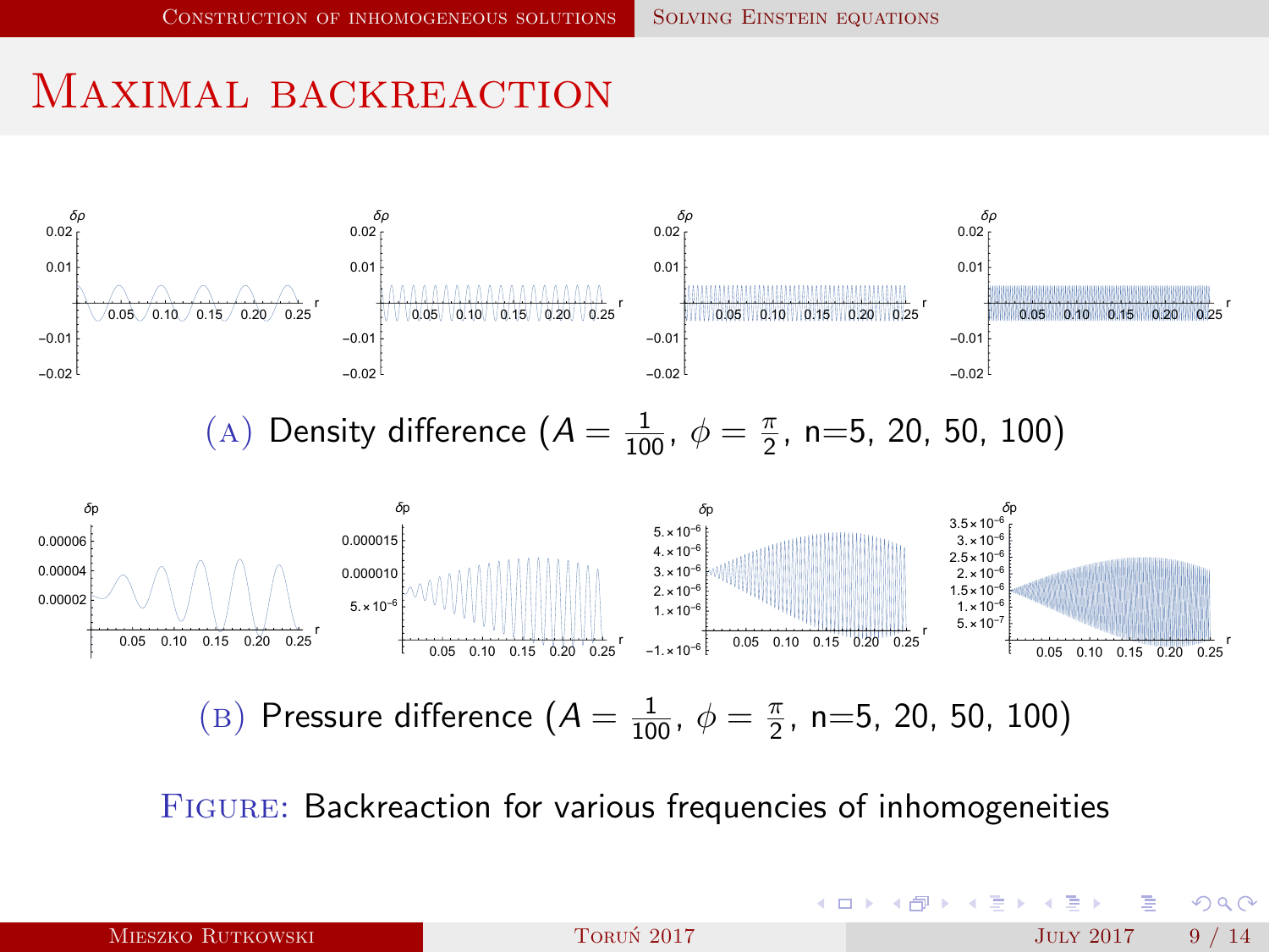# Maximal backreaction

(A) Density difference ($A = \frac{1}{100}$, $\phi = \frac{\pi}{2}$, n=5, 20, 50, 100)

(B) Pressure difference ($A = \frac{1}{100}$, $\phi = \frac{\pi}{2}$, n=5, 20, 50, 100)

Figure: Backreaction for various frequencies of inhomogeneities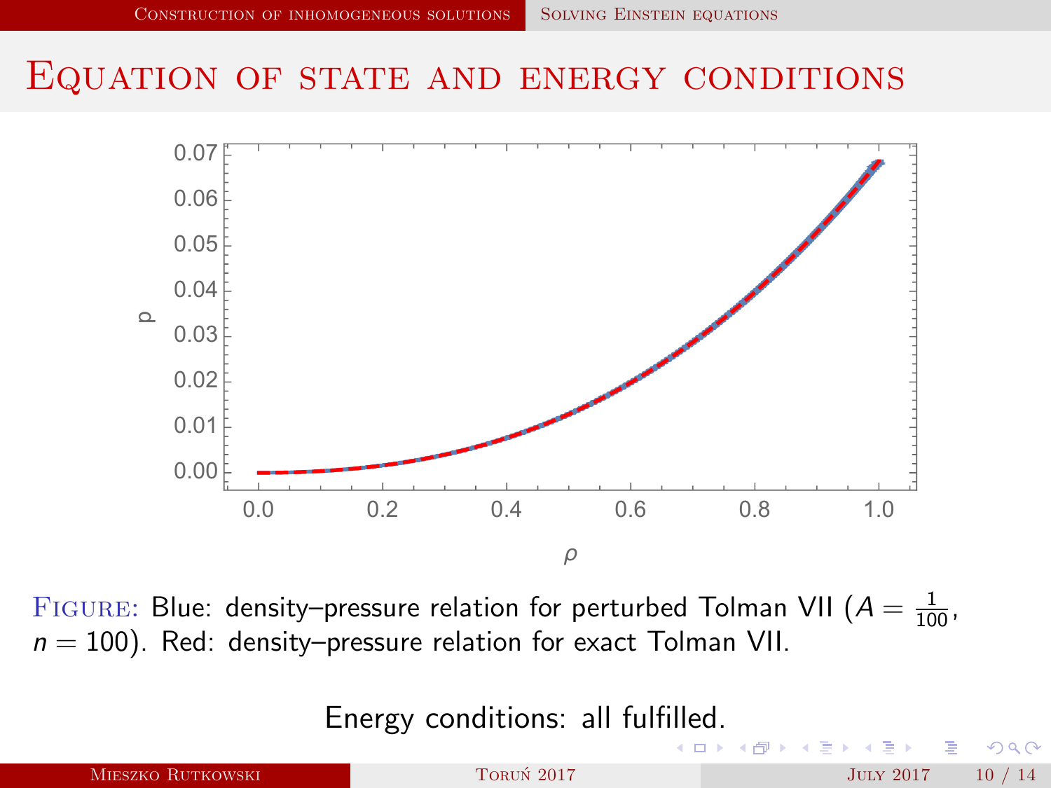# Equation of state and energy conditions

FIGURE: Blue: density–pressure relation for perturbed Tolman VII ($A = \frac{1}{100}$, $n = 100$). Red: density–pressure relation for exact Tolman VII.

Energy conditions: all fulfilled.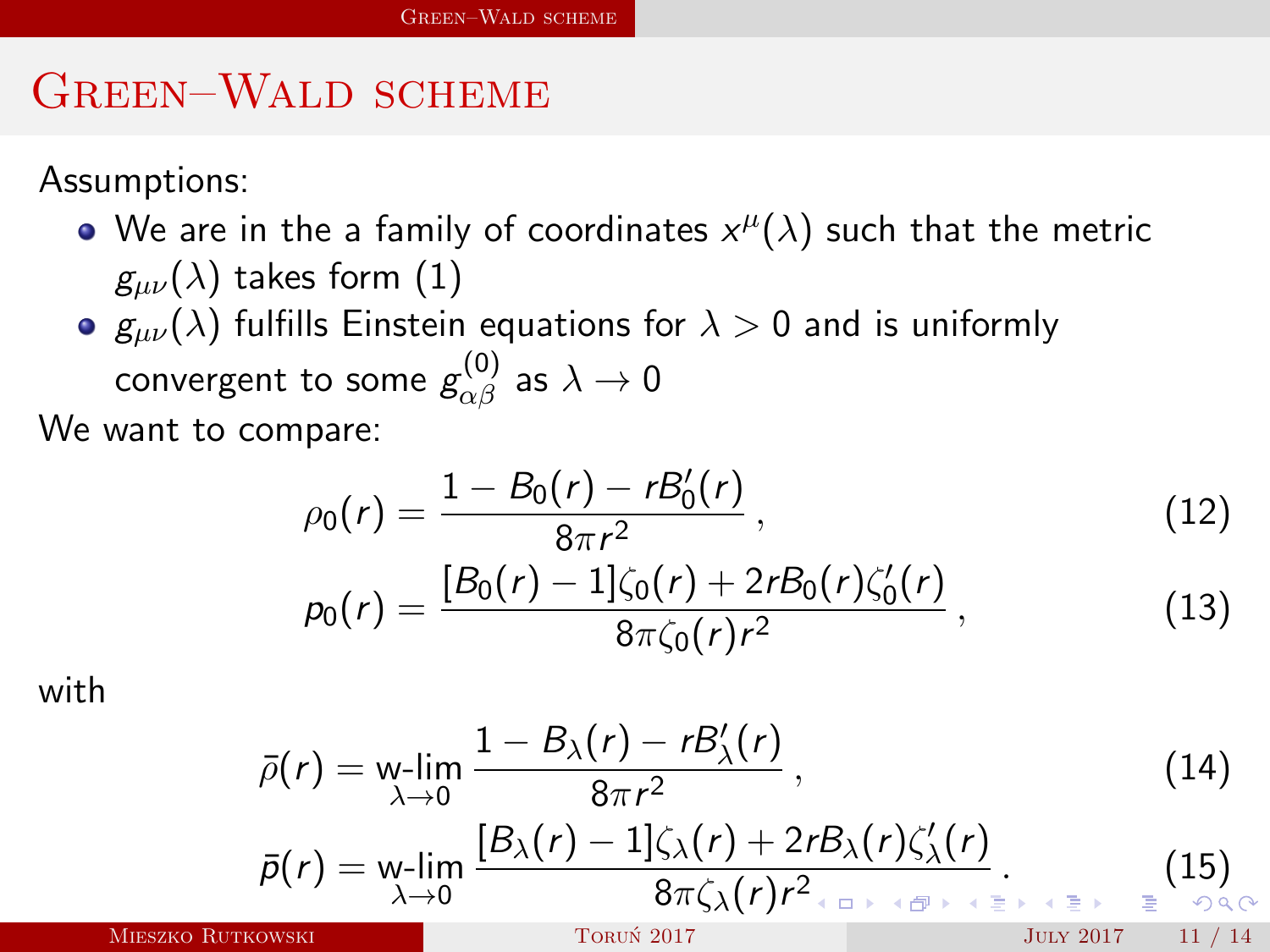# Green–Wald scheme

Assumptions:

- We are in the a family of coordinates $x^\mu(\lambda)$ such that the metric $g_{\mu\nu}(\lambda)$ takes form (1)
- $g_{\mu\nu}(\lambda)$ fulfills Einstein equations for $\lambda > 0$ and is uniformly convergent to some $g^{(0)}_{\alpha\beta}$ as $\lambda \to 0$

We want to compare:

$$\rho_0(r) = \frac{1 - B_0(r) - rB_0'(r)}{8\pi r^2}\,, \tag{12}$$

$$p_0(r) = \frac{[B_0(r) - 1]\zeta_0(r) + 2rB_0(r)\zeta_0'(r)}{8\pi\zeta_0(r) r^2}\,, \tag{13}$$

with

$$\bar{\rho}(r) = \underset{\lambda\to 0}{\text{w-lim}}\, \frac{1 - B_\lambda(r) - rB_\lambda'(r)}{8\pi r^2}\,, \tag{14}$$

$$\bar{p}(r) = \underset{\lambda\to 0}{\text{w-lim}}\, \frac{[B_\lambda(r) - 1]\zeta_\lambda(r) + 2rB_\lambda(r)\zeta_\lambda'(r)}{8\pi\zeta_\lambda(r) r^2}\,. \tag{15}$$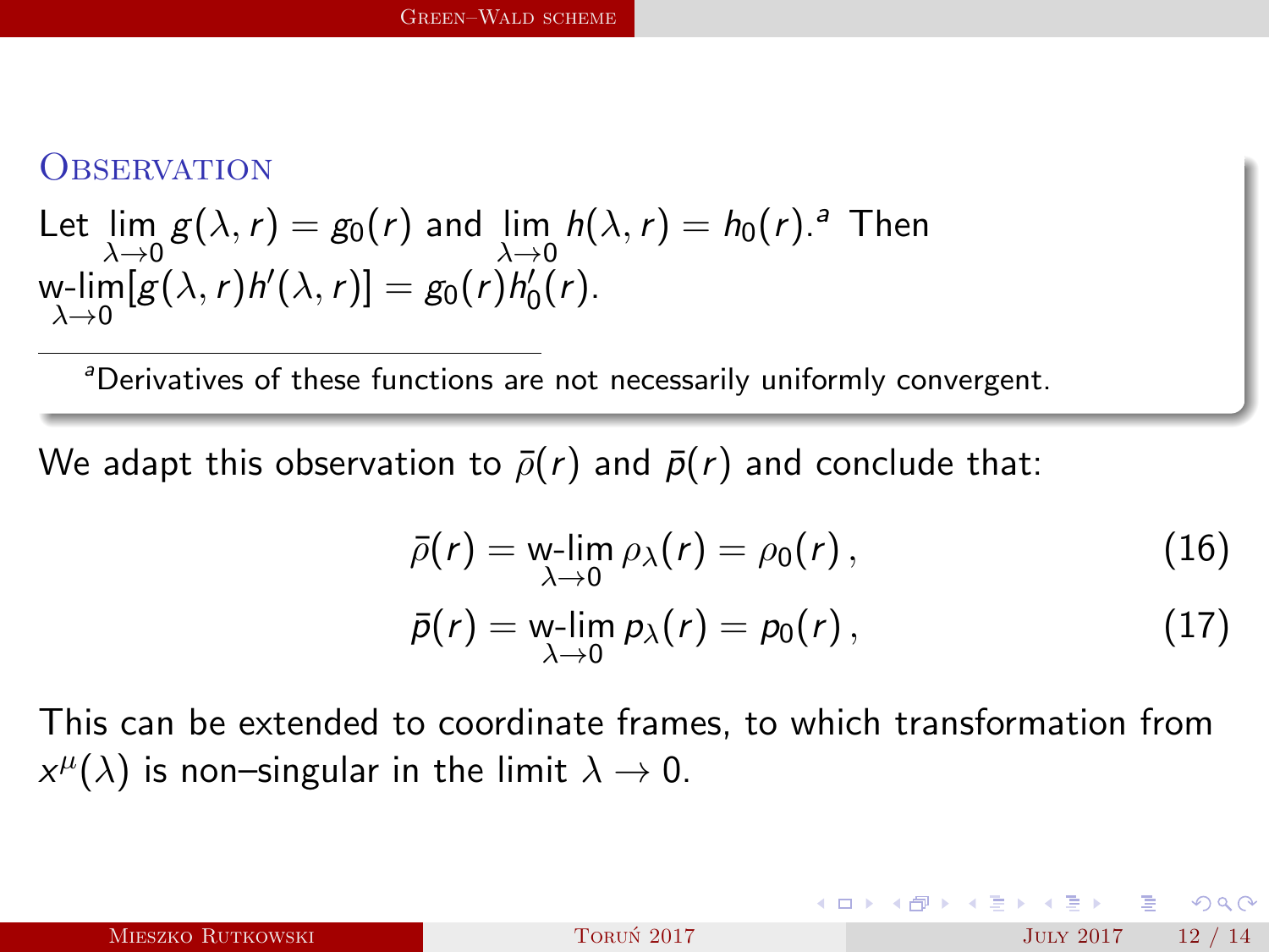**Observation**

Let $\lim_{\lambda \to 0} g(\lambda, r) = g_0(r)$ and $\lim_{\lambda \to 0} h(\lambda, r) = h_0(r)$.[a] Then $\underset{\lambda \to 0}{\text{w-lim}}[g(\lambda, r) h'(\lambda, r)] = g_0(r) h_0'(r)$.

[a] Derivatives of these functions are not necessarily uniformly convergent.

We adapt this observation to $\bar{\rho}(r)$ and $\bar{p}(r)$ and conclude that:

$$\bar{\rho}(r) = \underset{\lambda \to 0}{\text{w-lim}}\, \rho_\lambda(r) = \rho_0(r)\,, \tag{16}$$

$$\bar{p}(r) = \underset{\lambda \to 0}{\text{w-lim}}\, p_\lambda(r) = p_0(r)\,, \tag{17}$$

This can be extended to coordinate frames, to which transformation from $x^\mu(\lambda)$ is non–singular in the limit $\lambda \to 0$.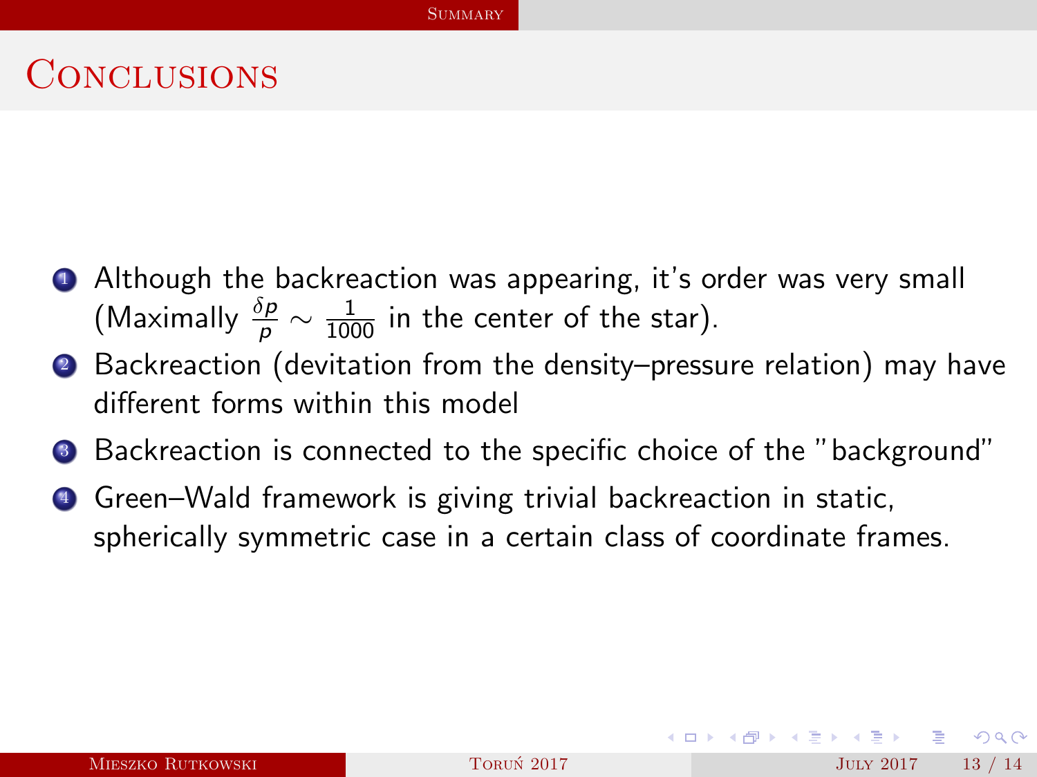# Conclusions

1. Although the backreaction was appearing, it's order was very small (Maximally $\frac{\delta p}{p} \sim \frac{1}{1000}$ in the center of the star).
2. Backreaction (devitation from the density–pressure relation) may have different forms within this model
3. Backreaction is connected to the specific choice of the "background"
4. Green–Wald framework is giving trivial backreaction in static, spherically symmetric case in a certain class of coordinate frames.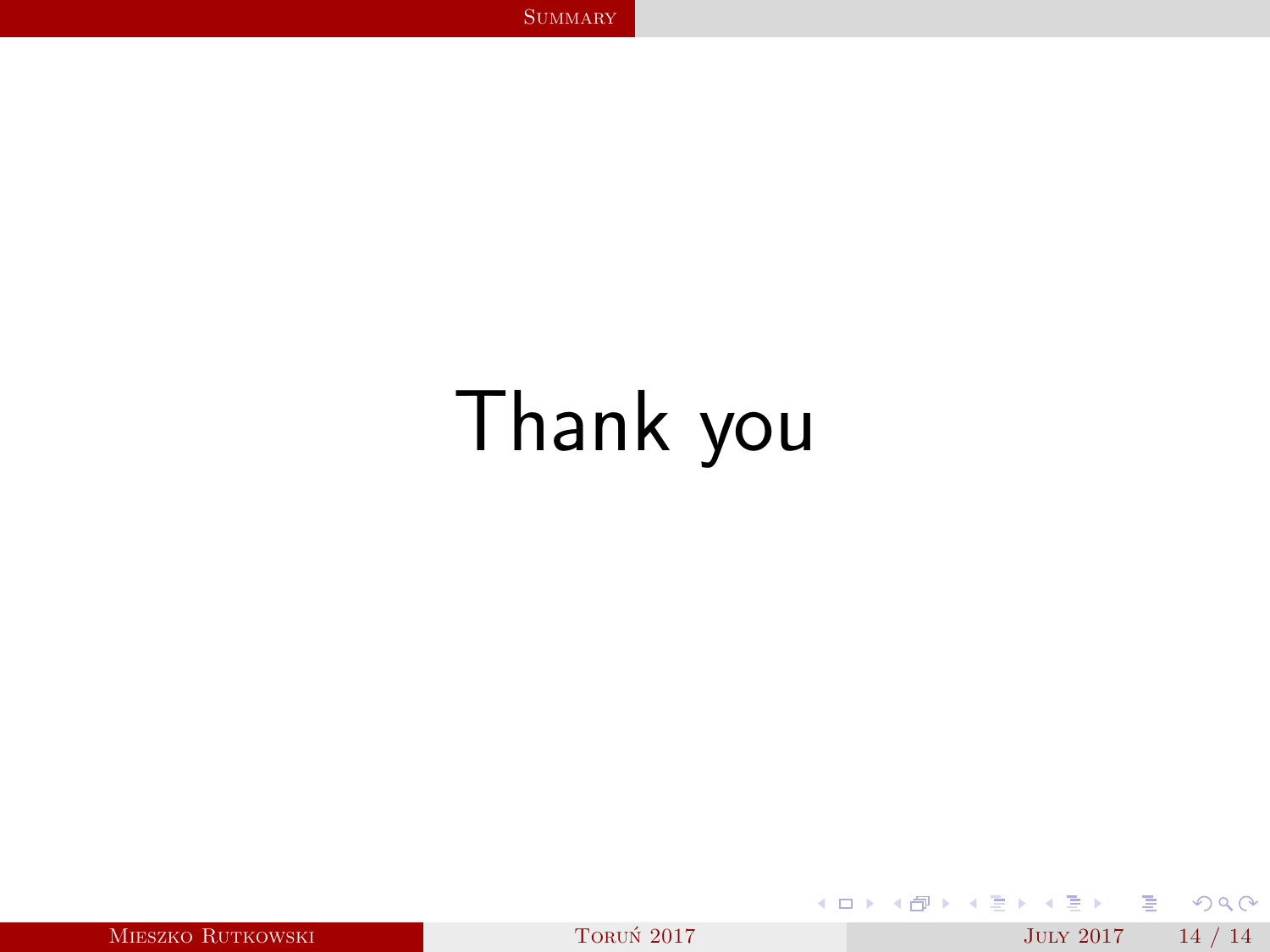# Thank you